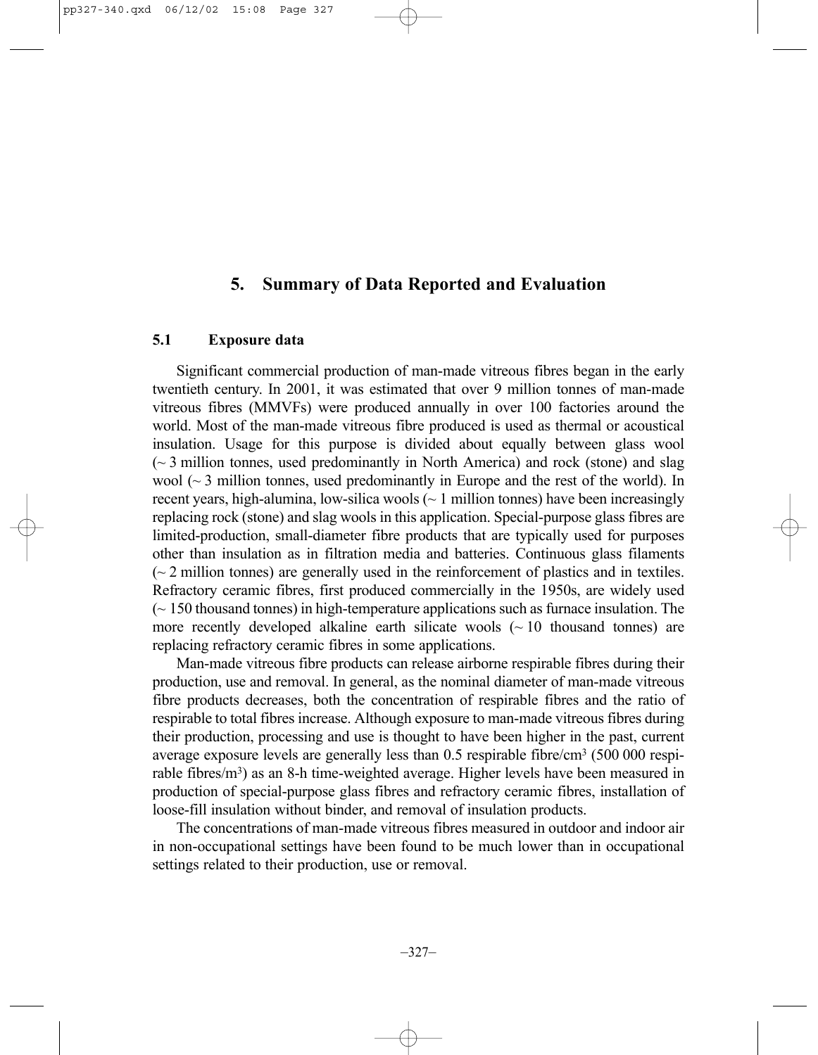# 5. Summary of Data Reported and Evaluation

## 5.1 Exposure data

Significant commercial production of man-made vitreous fibres began in the early twentieth century. In 2001, it was estimated that over 9 million tonnes of man-made vitreous fibres (MMVFs) were produced annually in over 100 factories around the world. Most of the man-made vitreous fibre produced is used as thermal or acoustical insulation. Usage for this purpose is divided about equally between glass wool (~ 3 million tonnes, used predominantly in North America) and rock (stone) and slag wool (~ 3 million tonnes, used predominantly in Europe and the rest of the world). In recent years, high-alumina, low-silica wools (~ 1 million tonnes) have been increasingly replacing rock (stone) and slag wools in this application. Special-purpose glass fibres are limited-production, small-diameter fibre products that are typically used for purposes other than insulation as in filtration media and batteries. Continuous glass filaments (~ 2 million tonnes) are generally used in the reinforcement of plastics and in textiles. Refractory ceramic fibres, first produced commercially in the 1950s, are widely used (~ 150 thousand tonnes) in high-temperature applications such as furnace insulation. The more recently developed alkaline earth silicate wools (~ 10 thousand tonnes) are replacing refractory ceramic fibres in some applications.

Man-made vitreous fibre products can release airborne respirable fibres during their production, use and removal. In general, as the nominal diameter of man-made vitreous fibre products decreases, both the concentration of respirable fibres and the ratio of respirable to total fibres increase. Although exposure to man-made vitreous fibres during their production, processing and use is thought to have been higher in the past, current average exposure levels are generally less than 0.5 respirable fibre/cm$^3$ (500 000 respirable fibres/m$^3$) as an 8-h time-weighted average. Higher levels have been measured in production of special-purpose glass fibres and refractory ceramic fibres, installation of loose-fill insulation without binder, and removal of insulation products.

The concentrations of man-made vitreous fibres measured in outdoor and indoor air in non-occupational settings have been found to be much lower than in occupational settings related to their production, use or removal.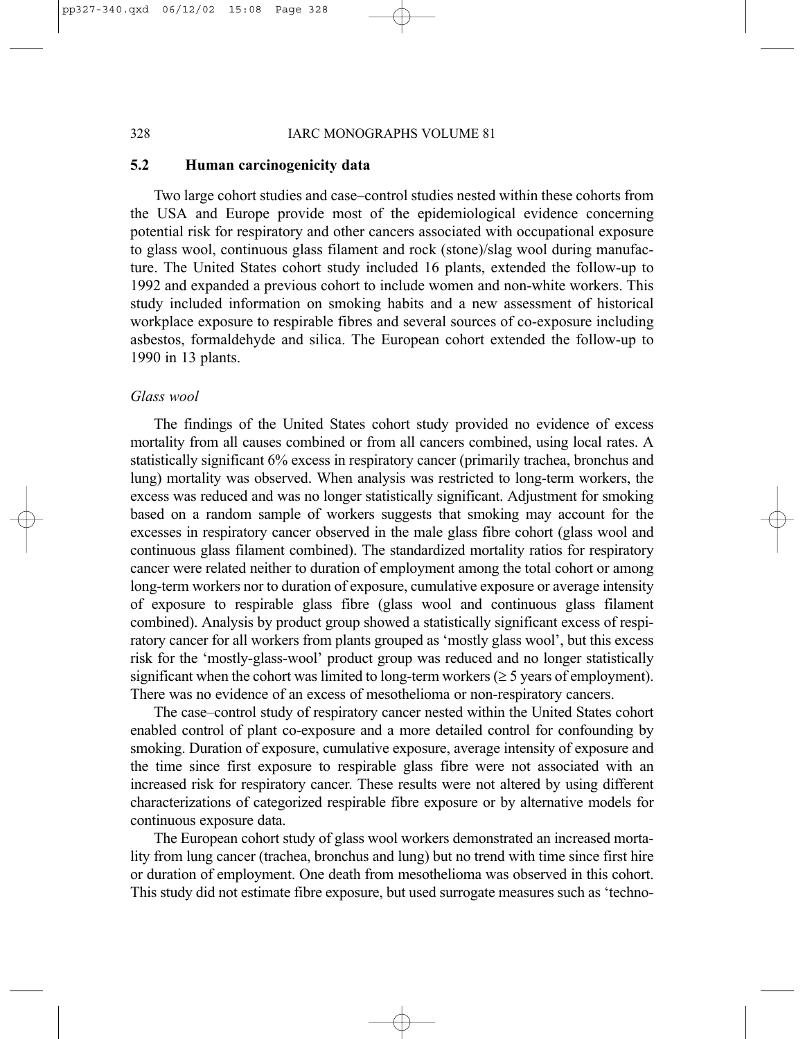## 5.2 Human carcinogenicity data

Two large cohort studies and case–control studies nested within these cohorts from the USA and Europe provide most of the epidemiological evidence concerning potential risk for respiratory and other cancers associated with occupational exposure to glass wool, continuous glass filament and rock (stone)/slag wool during manufacture. The United States cohort study included 16 plants, extended the follow-up to 1992 and expanded a previous cohort to include women and non-white workers. This study included information on smoking habits and a new assessment of historical workplace exposure to respirable fibres and several sources of co-exposure including asbestos, formaldehyde and silica. The European cohort extended the follow-up to 1990 in 13 plants.

*Glass wool*

The findings of the United States cohort study provided no evidence of excess mortality from all causes combined or from all cancers combined, using local rates. A statistically significant 6% excess in respiratory cancer (primarily trachea, bronchus and lung) mortality was observed. When analysis was restricted to long-term workers, the excess was reduced and was no longer statistically significant. Adjustment for smoking based on a random sample of workers suggests that smoking may account for the excesses in respiratory cancer observed in the male glass fibre cohort (glass wool and continuous glass filament combined). The standardized mortality ratios for respiratory cancer were related neither to duration of employment among the total cohort or among long-term workers nor to duration of exposure, cumulative exposure or average intensity of exposure to respirable glass fibre (glass wool and continuous glass filament combined). Analysis by product group showed a statistically significant excess of respiratory cancer for all workers from plants grouped as 'mostly glass wool', but this excess risk for the 'mostly-glass-wool' product group was reduced and no longer statistically significant when the cohort was limited to long-term workers (≥ 5 years of employment). There was no evidence of an excess of mesothelioma or non-respiratory cancers.

The case–control study of respiratory cancer nested within the United States cohort enabled control of plant co-exposure and a more detailed control for confounding by smoking. Duration of exposure, cumulative exposure, average intensity of exposure and the time since first exposure to respirable glass fibre were not associated with an increased risk for respiratory cancer. These results were not altered by using different characterizations of categorized respirable fibre exposure or by alternative models for continuous exposure data.

The European cohort study of glass wool workers demonstrated an increased mortality from lung cancer (trachea, bronchus and lung) but no trend with time since first hire or duration of employment. One death from mesothelioma was observed in this cohort. This study did not estimate fibre exposure, but used surrogate measures such as 'techno-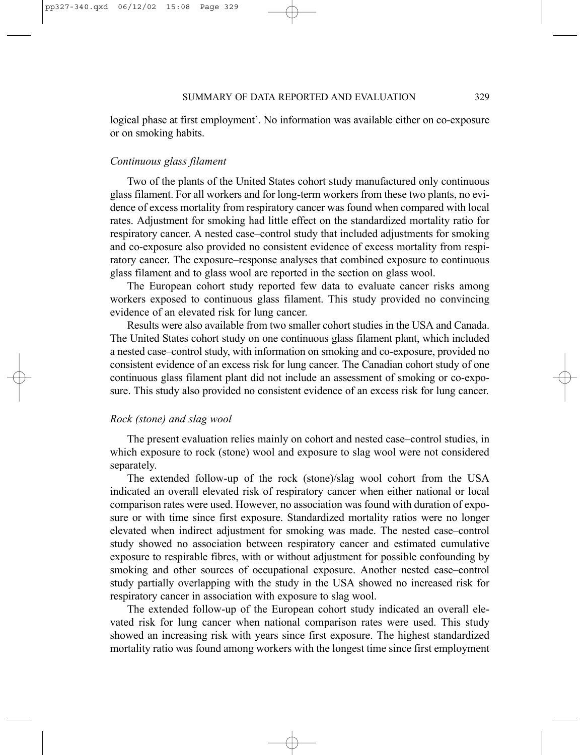logical phase at first employment'. No information was available either on co-exposure or on smoking habits.

*Continuous glass filament*

Two of the plants of the United States cohort study manufactured only continuous glass filament. For all workers and for long-term workers from these two plants, no evidence of excess mortality from respiratory cancer was found when compared with local rates. Adjustment for smoking had little effect on the standardized mortality ratio for respiratory cancer. A nested case–control study that included adjustments for smoking and co-exposure also provided no consistent evidence of excess mortality from respiratory cancer. The exposure–response analyses that combined exposure to continuous glass filament and to glass wool are reported in the section on glass wool.

The European cohort study reported few data to evaluate cancer risks among workers exposed to continuous glass filament. This study provided no convincing evidence of an elevated risk for lung cancer.

Results were also available from two smaller cohort studies in the USA and Canada. The United States cohort study on one continuous glass filament plant, which included a nested case–control study, with information on smoking and co-exposure, provided no consistent evidence of an excess risk for lung cancer. The Canadian cohort study of one continuous glass filament plant did not include an assessment of smoking or co-exposure. This study also provided no consistent evidence of an excess risk for lung cancer.

*Rock (stone) and slag wool*

The present evaluation relies mainly on cohort and nested case–control studies, in which exposure to rock (stone) wool and exposure to slag wool were not considered separately.

The extended follow-up of the rock (stone)/slag wool cohort from the USA indicated an overall elevated risk of respiratory cancer when either national or local comparison rates were used. However, no association was found with duration of exposure or with time since first exposure. Standardized mortality ratios were no longer elevated when indirect adjustment for smoking was made. The nested case–control study showed no association between respiratory cancer and estimated cumulative exposure to respirable fibres, with or without adjustment for possible confounding by smoking and other sources of occupational exposure. Another nested case–control study partially overlapping with the study in the USA showed no increased risk for respiratory cancer in association with exposure to slag wool.

The extended follow-up of the European cohort study indicated an overall elevated risk for lung cancer when national comparison rates were used. This study showed an increasing risk with years since first exposure. The highest standardized mortality ratio was found among workers with the longest time since first employment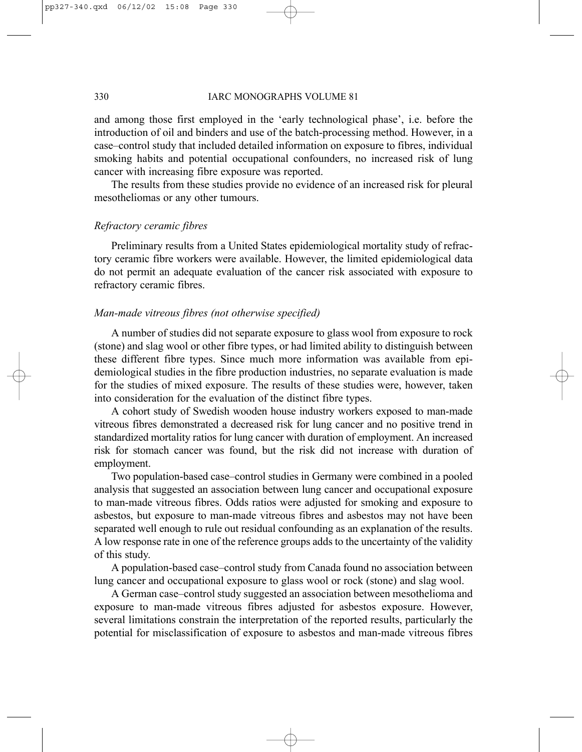and among those first employed in the 'early technological phase', i.e. before the introduction of oil and binders and use of the batch-processing method. However, in a case–control study that included detailed information on exposure to fibres, individual smoking habits and potential occupational confounders, no increased risk of lung cancer with increasing fibre exposure was reported.

The results from these studies provide no evidence of an increased risk for pleural mesotheliomas or any other tumours.

*Refractory ceramic fibres*

Preliminary results from a United States epidemiological mortality study of refractory ceramic fibre workers were available. However, the limited epidemiological data do not permit an adequate evaluation of the cancer risk associated with exposure to refractory ceramic fibres.

*Man-made vitreous fibres (not otherwise specified)*

A number of studies did not separate exposure to glass wool from exposure to rock (stone) and slag wool or other fibre types, or had limited ability to distinguish between these different fibre types. Since much more information was available from epidemiological studies in the fibre production industries, no separate evaluation is made for the studies of mixed exposure. The results of these studies were, however, taken into consideration for the evaluation of the distinct fibre types.

A cohort study of Swedish wooden house industry workers exposed to man-made vitreous fibres demonstrated a decreased risk for lung cancer and no positive trend in standardized mortality ratios for lung cancer with duration of employment. An increased risk for stomach cancer was found, but the risk did not increase with duration of employment.

Two population-based case–control studies in Germany were combined in a pooled analysis that suggested an association between lung cancer and occupational exposure to man-made vitreous fibres. Odds ratios were adjusted for smoking and exposure to asbestos, but exposure to man-made vitreous fibres and asbestos may not have been separated well enough to rule out residual confounding as an explanation of the results. A low response rate in one of the reference groups adds to the uncertainty of the validity of this study.

A population-based case–control study from Canada found no association between lung cancer and occupational exposure to glass wool or rock (stone) and slag wool.

A German case–control study suggested an association between mesothelioma and exposure to man-made vitreous fibres adjusted for asbestos exposure. However, several limitations constrain the interpretation of the reported results, particularly the potential for misclassification of exposure to asbestos and man-made vitreous fibres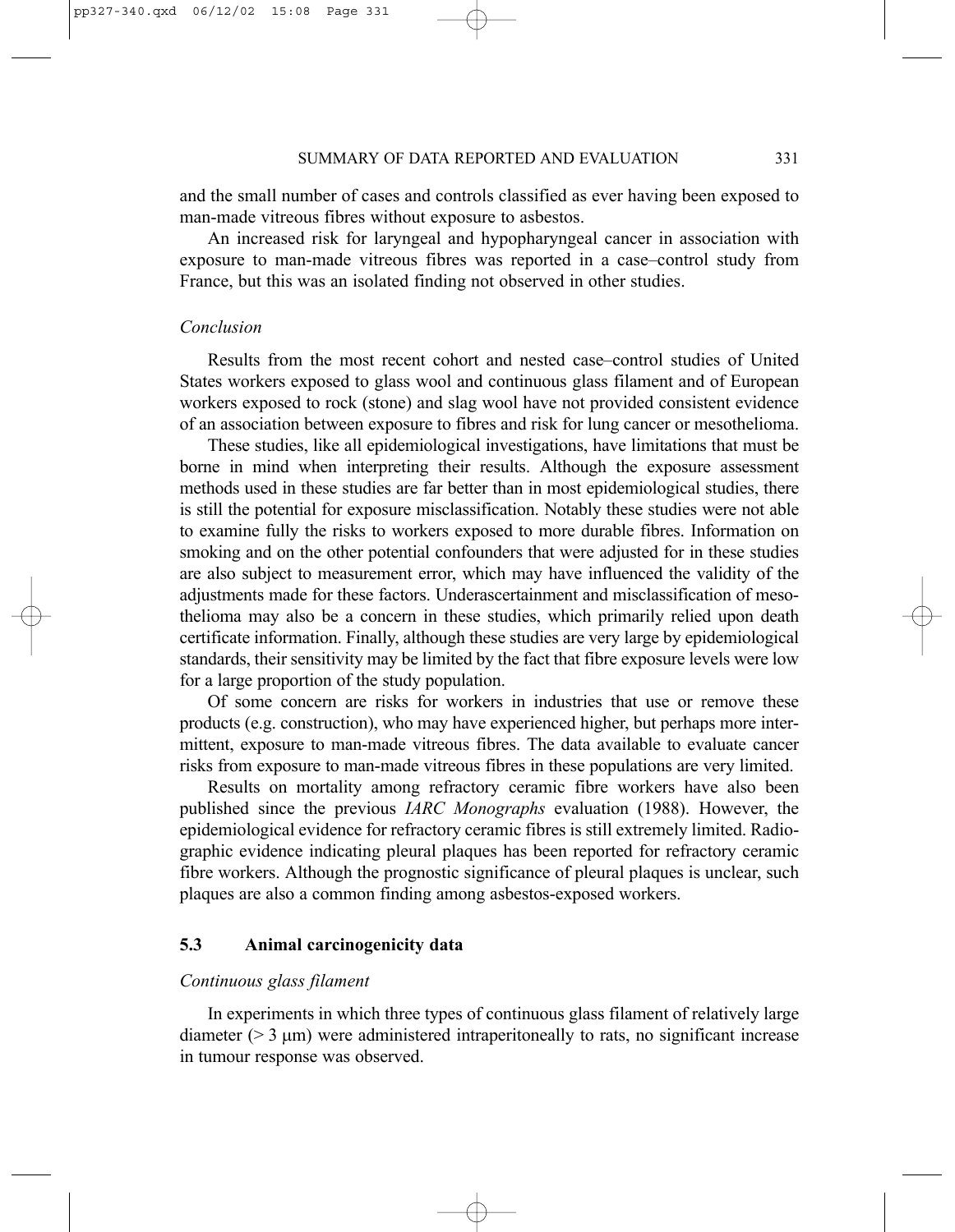and the small number of cases and controls classified as ever having been exposed to man-made vitreous fibres without exposure to asbestos.

An increased risk for laryngeal and hypopharyngeal cancer in association with exposure to man-made vitreous fibres was reported in a case–control study from France, but this was an isolated finding not observed in other studies.

*Conclusion*

Results from the most recent cohort and nested case–control studies of United States workers exposed to glass wool and continuous glass filament and of European workers exposed to rock (stone) and slag wool have not provided consistent evidence of an association between exposure to fibres and risk for lung cancer or mesothelioma.

These studies, like all epidemiological investigations, have limitations that must be borne in mind when interpreting their results. Although the exposure assessment methods used in these studies are far better than in most epidemiological studies, there is still the potential for exposure misclassification. Notably these studies were not able to examine fully the risks to workers exposed to more durable fibres. Information on smoking and on the other potential confounders that were adjusted for in these studies are also subject to measurement error, which may have influenced the validity of the adjustments made for these factors. Underascertainment and misclassification of mesothelioma may also be a concern in these studies, which primarily relied upon death certificate information. Finally, although these studies are very large by epidemiological standards, their sensitivity may be limited by the fact that fibre exposure levels were low for a large proportion of the study population.

Of some concern are risks for workers in industries that use or remove these products (e.g. construction), who may have experienced higher, but perhaps more intermittent, exposure to man-made vitreous fibres. The data available to evaluate cancer risks from exposure to man-made vitreous fibres in these populations are very limited.

Results on mortality among refractory ceramic fibre workers have also been published since the previous *IARC Monographs* evaluation (1988). However, the epidemiological evidence for refractory ceramic fibres is still extremely limited. Radiographic evidence indicating pleural plaques has been reported for refractory ceramic fibre workers. Although the prognostic significance of pleural plaques is unclear, such plaques are also a common finding among asbestos-exposed workers.

### 5.3 Animal carcinogenicity data

*Continuous glass filament*

In experiments in which three types of continuous glass filament of relatively large diameter (> 3 μm) were administered intraperitoneally to rats, no significant increase in tumour response was observed.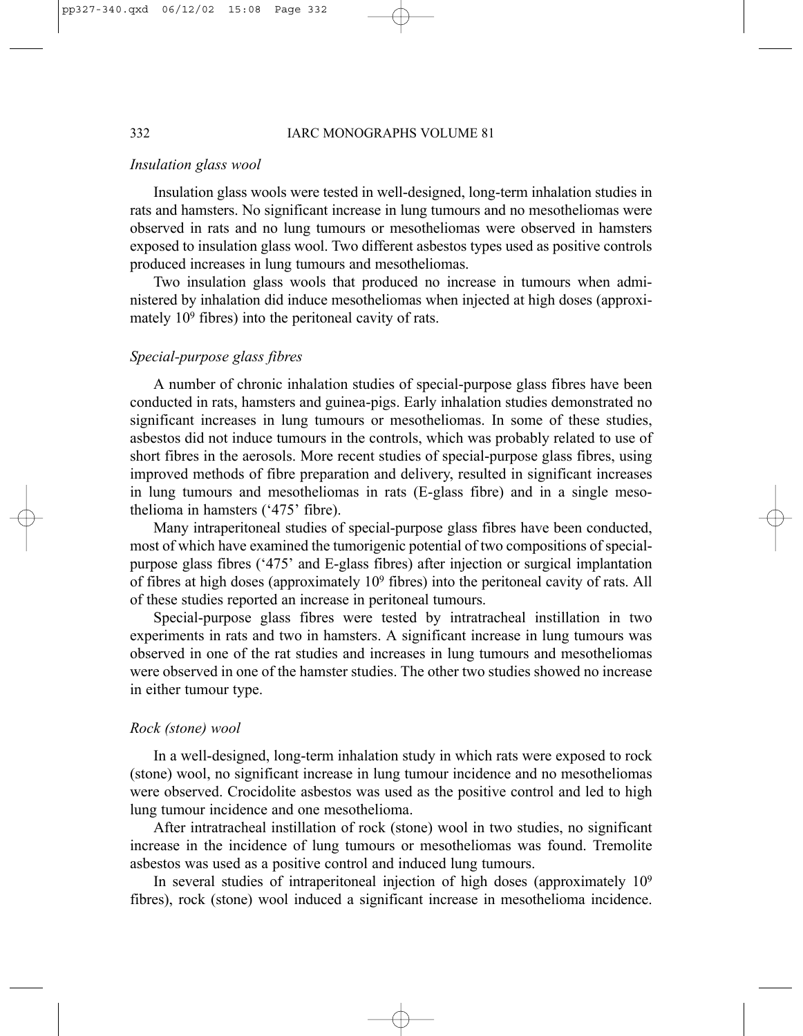*Insulation glass wool*

Insulation glass wools were tested in well-designed, long-term inhalation studies in rats and hamsters. No significant increase in lung tumours and no mesotheliomas were observed in rats and no lung tumours or mesotheliomas were observed in hamsters exposed to insulation glass wool. Two different asbestos types used as positive controls produced increases in lung tumours and mesotheliomas.

Two insulation glass wools that produced no increase in tumours when administered by inhalation did induce mesotheliomas when injected at high doses (approximately $10^9$ fibres) into the peritoneal cavity of rats.

*Special-purpose glass fibres*

A number of chronic inhalation studies of special-purpose glass fibres have been conducted in rats, hamsters and guinea-pigs. Early inhalation studies demonstrated no significant increases in lung tumours or mesotheliomas. In some of these studies, asbestos did not induce tumours in the controls, which was probably related to use of short fibres in the aerosols. More recent studies of special-purpose glass fibres, using improved methods of fibre preparation and delivery, resulted in significant increases in lung tumours and mesotheliomas in rats (E-glass fibre) and in a single mesothelioma in hamsters ('475' fibre).

Many intraperitoneal studies of special-purpose glass fibres have been conducted, most of which have examined the tumorigenic potential of two compositions of special-purpose glass fibres ('475' and E-glass fibres) after injection or surgical implantation of fibres at high doses (approximately $10^9$ fibres) into the peritoneal cavity of rats. All of these studies reported an increase in peritoneal tumours.

Special-purpose glass fibres were tested by intratracheal instillation in two experiments in rats and two in hamsters. A significant increase in lung tumours was observed in one of the rat studies and increases in lung tumours and mesotheliomas were observed in one of the hamster studies. The other two studies showed no increase in either tumour type.

*Rock (stone) wool*

In a well-designed, long-term inhalation study in which rats were exposed to rock (stone) wool, no significant increase in lung tumour incidence and no mesotheliomas were observed. Crocidolite asbestos was used as the positive control and led to high lung tumour incidence and one mesothelioma.

After intratracheal instillation of rock (stone) wool in two studies, no significant increase in the incidence of lung tumours or mesotheliomas was found. Tremolite asbestos was used as a positive control and induced lung tumours.

In several studies of intraperitoneal injection of high doses (approximately $10^9$ fibres), rock (stone) wool induced a significant increase in mesothelioma incidence.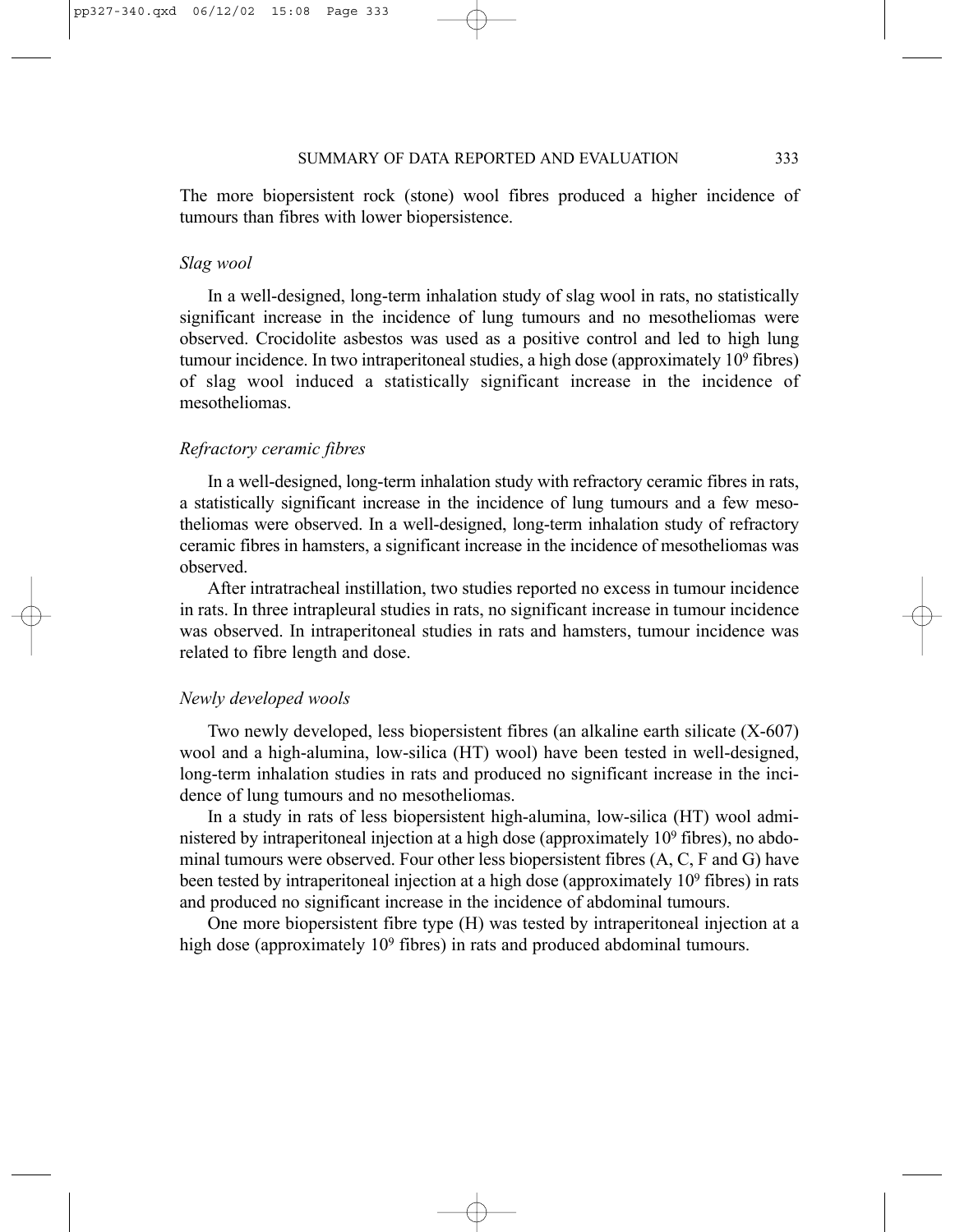The more biopersistent rock (stone) wool fibres produced a higher incidence of tumours than fibres with lower biopersistence.

### *Slag wool*

In a well-designed, long-term inhalation study of slag wool in rats, no statistically significant increase in the incidence of lung tumours and no mesotheliomas were observed. Crocidolite asbestos was used as a positive control and led to high lung tumour incidence. In two intraperitoneal studies, a high dose (approximately $10^9$ fibres) of slag wool induced a statistically significant increase in the incidence of mesotheliomas.

### *Refractory ceramic fibres*

In a well-designed, long-term inhalation study with refractory ceramic fibres in rats, a statistically significant increase in the incidence of lung tumours and a few mesotheliomas were observed. In a well-designed, long-term inhalation study of refractory ceramic fibres in hamsters, a significant increase in the incidence of mesotheliomas was observed.

After intratracheal instillation, two studies reported no excess in tumour incidence in rats. In three intrapleural studies in rats, no significant increase in tumour incidence was observed. In intraperitoneal studies in rats and hamsters, tumour incidence was related to fibre length and dose.

### *Newly developed wools*

Two newly developed, less biopersistent fibres (an alkaline earth silicate (X-607) wool and a high-alumina, low-silica (HT) wool) have been tested in well-designed, long-term inhalation studies in rats and produced no significant increase in the incidence of lung tumours and no mesotheliomas.

In a study in rats of less biopersistent high-alumina, low-silica (HT) wool administered by intraperitoneal injection at a high dose (approximately $10^9$ fibres), no abdominal tumours were observed. Four other less biopersistent fibres (A, C, F and G) have been tested by intraperitoneal injection at a high dose (approximately $10^9$ fibres) in rats and produced no significant increase in the incidence of abdominal tumours.

One more biopersistent fibre type (H) was tested by intraperitoneal injection at a high dose (approximately $10^9$ fibres) in rats and produced abdominal tumours.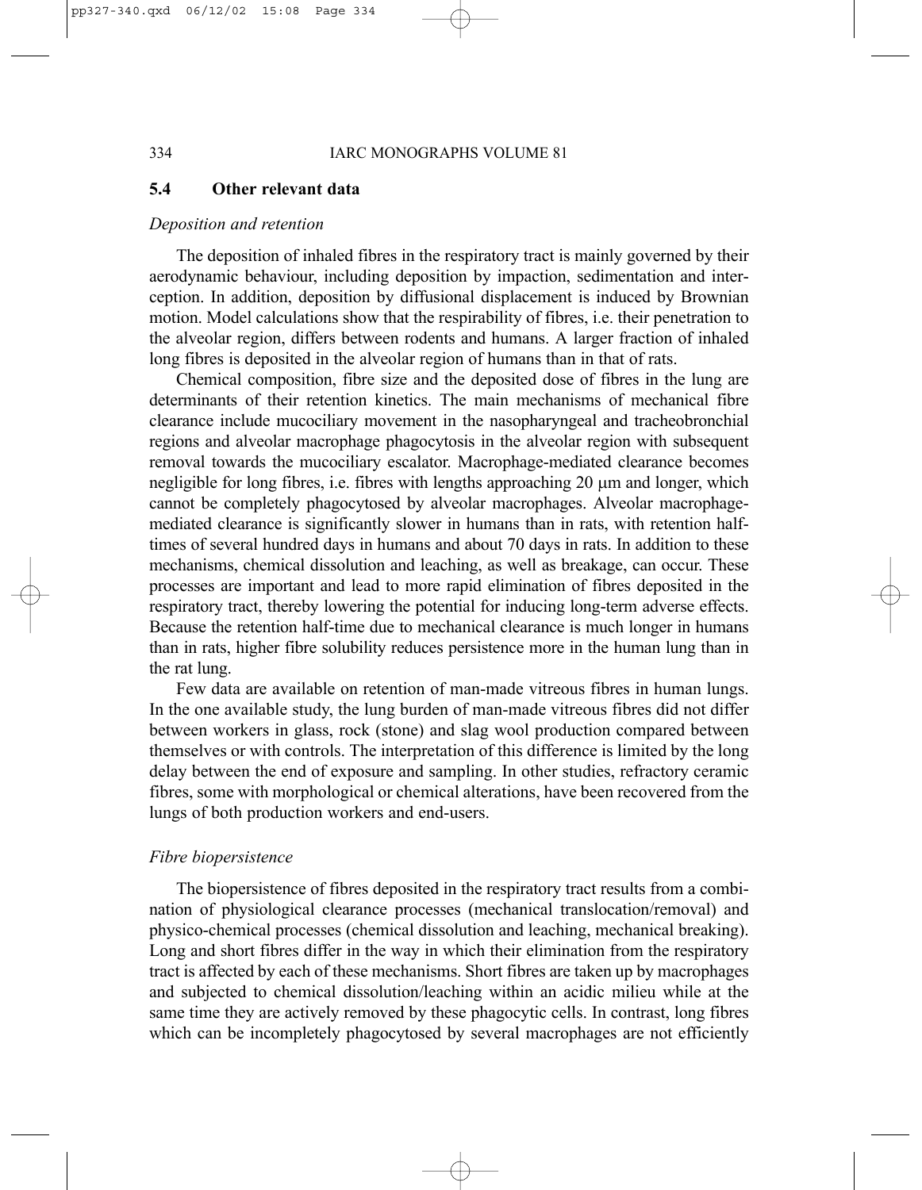## 5.4 Other relevant data

*Deposition and retention*

The deposition of inhaled fibres in the respiratory tract is mainly governed by their aerodynamic behaviour, including deposition by impaction, sedimentation and interception. In addition, deposition by diffusional displacement is induced by Brownian motion. Model calculations show that the respirability of fibres, i.e. their penetration to the alveolar region, differs between rodents and humans. A larger fraction of inhaled long fibres is deposited in the alveolar region of humans than in that of rats.

Chemical composition, fibre size and the deposited dose of fibres in the lung are determinants of their retention kinetics. The main mechanisms of mechanical fibre clearance include mucociliary movement in the nasopharyngeal and tracheobronchial regions and alveolar macrophage phagocytosis in the alveolar region with subsequent removal towards the mucociliary escalator. Macrophage-mediated clearance becomes negligible for long fibres, i.e. fibres with lengths approaching 20 μm and longer, which cannot be completely phagocytosed by alveolar macrophages. Alveolar macrophage-mediated clearance is significantly slower in humans than in rats, with retention half-times of several hundred days in humans and about 70 days in rats. In addition to these mechanisms, chemical dissolution and leaching, as well as breakage, can occur. These processes are important and lead to more rapid elimination of fibres deposited in the respiratory tract, thereby lowering the potential for inducing long-term adverse effects. Because the retention half-time due to mechanical clearance is much longer in humans than in rats, higher fibre solubility reduces persistence more in the human lung than in the rat lung.

Few data are available on retention of man-made vitreous fibres in human lungs. In the one available study, the lung burden of man-made vitreous fibres did not differ between workers in glass, rock (stone) and slag wool production compared between themselves or with controls. The interpretation of this difference is limited by the long delay between the end of exposure and sampling. In other studies, refractory ceramic fibres, some with morphological or chemical alterations, have been recovered from the lungs of both production workers and end-users.

*Fibre biopersistence*

The biopersistence of fibres deposited in the respiratory tract results from a combination of physiological clearance processes (mechanical translocation/removal) and physico-chemical processes (chemical dissolution and leaching, mechanical breaking). Long and short fibres differ in the way in which their elimination from the respiratory tract is affected by each of these mechanisms. Short fibres are taken up by macrophages and subjected to chemical dissolution/leaching within an acidic milieu while at the same time they are actively removed by these phagocytic cells. In contrast, long fibres which can be incompletely phagocytosed by several macrophages are not efficiently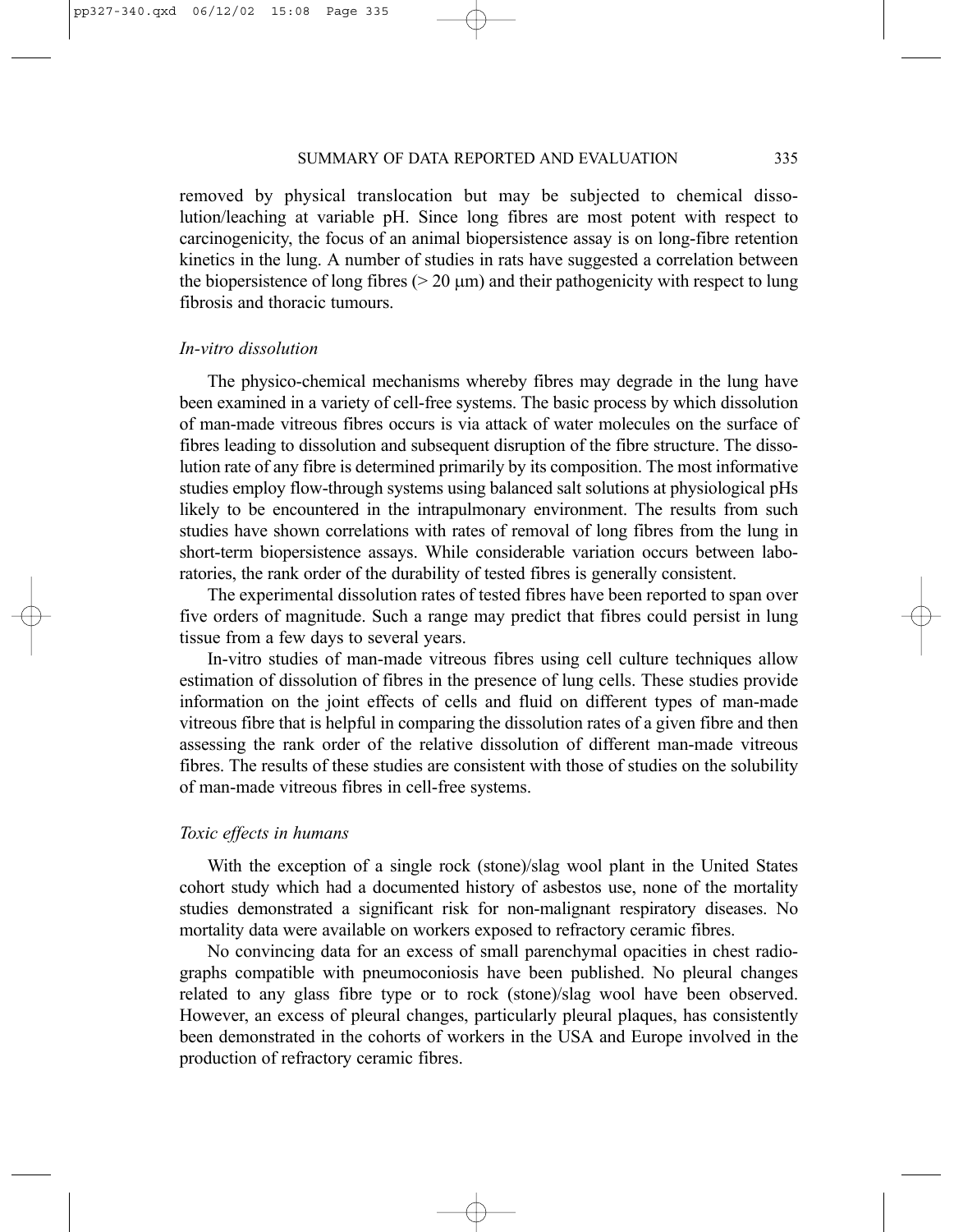removed by physical translocation but may be subjected to chemical dissolution/leaching at variable pH. Since long fibres are most potent with respect to carcinogenicity, the focus of an animal biopersistence assay is on long-fibre retention kinetics in the lung. A number of studies in rats have suggested a correlation between the biopersistence of long fibres (> 20 μm) and their pathogenicity with respect to lung fibrosis and thoracic tumours.

*In-vitro dissolution*

The physico-chemical mechanisms whereby fibres may degrade in the lung have been examined in a variety of cell-free systems. The basic process by which dissolution of man-made vitreous fibres occurs is via attack of water molecules on the surface of fibres leading to dissolution and subsequent disruption of the fibre structure. The dissolution rate of any fibre is determined primarily by its composition. The most informative studies employ flow-through systems using balanced salt solutions at physiological pHs likely to be encountered in the intrapulmonary environment. The results from such studies have shown correlations with rates of removal of long fibres from the lung in short-term biopersistence assays. While considerable variation occurs between laboratories, the rank order of the durability of tested fibres is generally consistent.

The experimental dissolution rates of tested fibres have been reported to span over five orders of magnitude. Such a range may predict that fibres could persist in lung tissue from a few days to several years.

In-vitro studies of man-made vitreous fibres using cell culture techniques allow estimation of dissolution of fibres in the presence of lung cells. These studies provide information on the joint effects of cells and fluid on different types of man-made vitreous fibre that is helpful in comparing the dissolution rates of a given fibre and then assessing the rank order of the relative dissolution of different man-made vitreous fibres. The results of these studies are consistent with those of studies on the solubility of man-made vitreous fibres in cell-free systems.

*Toxic effects in humans*

With the exception of a single rock (stone)/slag wool plant in the United States cohort study which had a documented history of asbestos use, none of the mortality studies demonstrated a significant risk for non-malignant respiratory diseases. No mortality data were available on workers exposed to refractory ceramic fibres.

No convincing data for an excess of small parenchymal opacities in chest radiographs compatible with pneumoconiosis have been published. No pleural changes related to any glass fibre type or to rock (stone)/slag wool have been observed. However, an excess of pleural changes, particularly pleural plaques, has consistently been demonstrated in the cohorts of workers in the USA and Europe involved in the production of refractory ceramic fibres.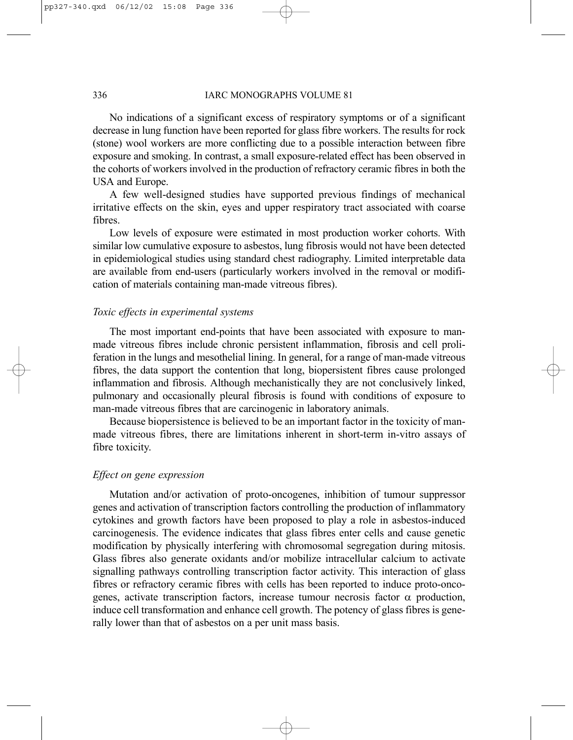No indications of a significant excess of respiratory symptoms or of a significant decrease in lung function have been reported for glass fibre workers. The results for rock (stone) wool workers are more conflicting due to a possible interaction between fibre exposure and smoking. In contrast, a small exposure-related effect has been observed in the cohorts of workers involved in the production of refractory ceramic fibres in both the USA and Europe.

A few well-designed studies have supported previous findings of mechanical irritative effects on the skin, eyes and upper respiratory tract associated with coarse fibres.

Low levels of exposure were estimated in most production worker cohorts. With similar low cumulative exposure to asbestos, lung fibrosis would not have been detected in epidemiological studies using standard chest radiography. Limited interpretable data are available from end-users (particularly workers involved in the removal or modification of materials containing man-made vitreous fibres).

*Toxic effects in experimental systems*

The most important end-points that have been associated with exposure to man-made vitreous fibres include chronic persistent inflammation, fibrosis and cell proliferation in the lungs and mesothelial lining. In general, for a range of man-made vitreous fibres, the data support the contention that long, biopersistent fibres cause prolonged inflammation and fibrosis. Although mechanistically they are not conclusively linked, pulmonary and occasionally pleural fibrosis is found with conditions of exposure to man-made vitreous fibres that are carcinogenic in laboratory animals.

Because biopersistence is believed to be an important factor in the toxicity of man-made vitreous fibres, there are limitations inherent in short-term in-vitro assays of fibre toxicity.

*Effect on gene expression*

Mutation and/or activation of proto-oncogenes, inhibition of tumour suppressor genes and activation of transcription factors controlling the production of inflammatory cytokines and growth factors have been proposed to play a role in asbestos-induced carcinogenesis. The evidence indicates that glass fibres enter cells and cause genetic modification by physically interfering with chromosomal segregation during mitosis. Glass fibres also generate oxidants and/or mobilize intracellular calcium to activate signalling pathways controlling transcription factor activity. This interaction of glass fibres or refractory ceramic fibres with cells has been reported to induce proto-oncogenes, activate transcription factors, increase tumour necrosis factor $\alpha$ production, induce cell transformation and enhance cell growth. The potency of glass fibres is generally lower than that of asbestos on a per unit mass basis.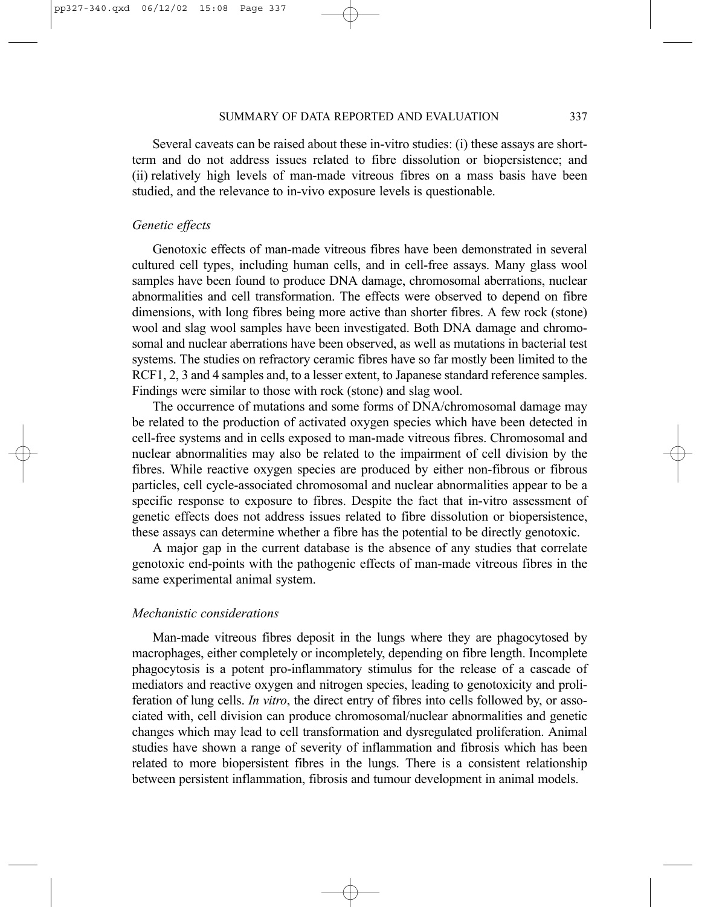Several caveats can be raised about these in-vitro studies: (i) these assays are short-term and do not address issues related to fibre dissolution or biopersistence; and (ii) relatively high levels of man-made vitreous fibres on a mass basis have been studied, and the relevance to in-vivo exposure levels is questionable.

### *Genetic effects*

Genotoxic effects of man-made vitreous fibres have been demonstrated in several cultured cell types, including human cells, and in cell-free assays. Many glass wool samples have been found to produce DNA damage, chromosomal aberrations, nuclear abnormalities and cell transformation. The effects were observed to depend on fibre dimensions, with long fibres being more active than shorter fibres. A few rock (stone) wool and slag wool samples have been investigated. Both DNA damage and chromosomal and nuclear aberrations have been observed, as well as mutations in bacterial test systems. The studies on refractory ceramic fibres have so far mostly been limited to the RCF1, 2, 3 and 4 samples and, to a lesser extent, to Japanese standard reference samples. Findings were similar to those with rock (stone) and slag wool.

The occurrence of mutations and some forms of DNA/chromosomal damage may be related to the production of activated oxygen species which have been detected in cell-free systems and in cells exposed to man-made vitreous fibres. Chromosomal and nuclear abnormalities may also be related to the impairment of cell division by the fibres. While reactive oxygen species are produced by either non-fibrous or fibrous particles, cell cycle-associated chromosomal and nuclear abnormalities appear to be a specific response to exposure to fibres. Despite the fact that in-vitro assessment of genetic effects does not address issues related to fibre dissolution or biopersistence, these assays can determine whether a fibre has the potential to be directly genotoxic.

A major gap in the current database is the absence of any studies that correlate genotoxic end-points with the pathogenic effects of man-made vitreous fibres in the same experimental animal system.

### *Mechanistic considerations*

Man-made vitreous fibres deposit in the lungs where they are phagocytosed by macrophages, either completely or incompletely, depending on fibre length. Incomplete phagocytosis is a potent pro-inflammatory stimulus for the release of a cascade of mediators and reactive oxygen and nitrogen species, leading to genotoxicity and proliferation of lung cells. *In vitro*, the direct entry of fibres into cells followed by, or associated with, cell division can produce chromosomal/nuclear abnormalities and genetic changes which may lead to cell transformation and dysregulated proliferation. Animal studies have shown a range of severity of inflammation and fibrosis which has been related to more biopersistent fibres in the lungs. There is a consistent relationship between persistent inflammation, fibrosis and tumour development in animal models.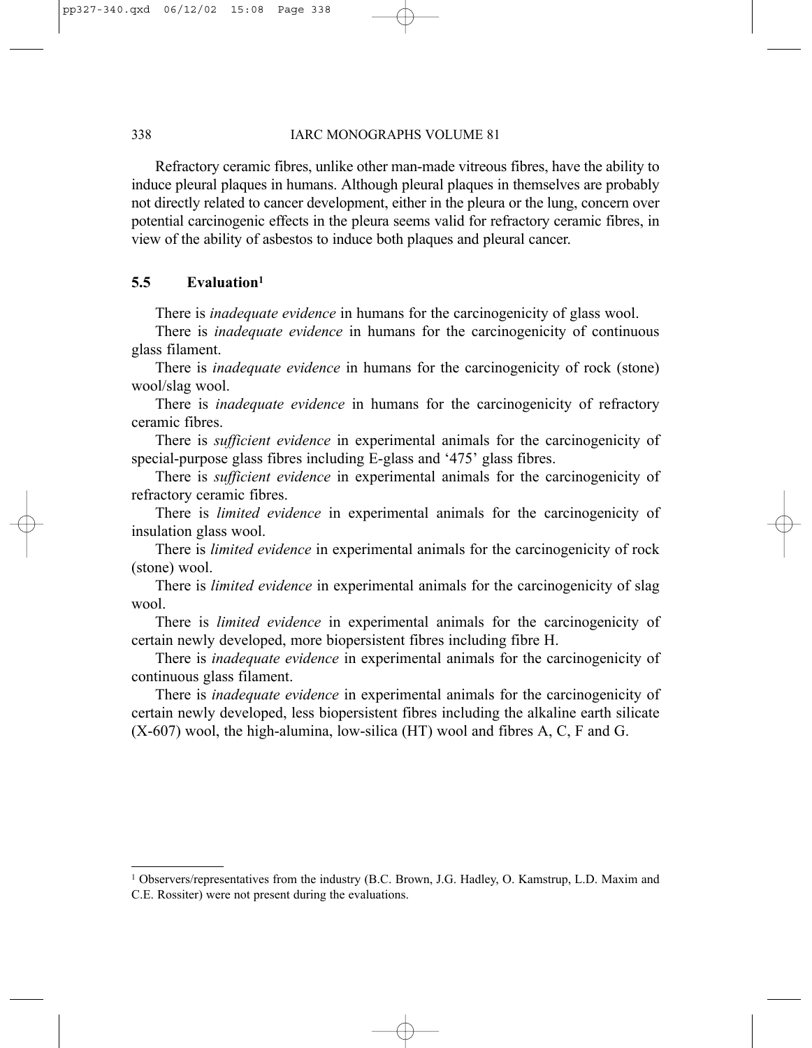Refractory ceramic fibres, unlike other man-made vitreous fibres, have the ability to induce pleural plaques in humans. Although pleural plaques in themselves are probably not directly related to cancer development, either in the pleura or the lung, concern over potential carcinogenic effects in the pleura seems valid for refractory ceramic fibres, in view of the ability of asbestos to induce both plaques and pleural cancer.

### 5.5 Evaluation[1]

There is *inadequate evidence* in humans for the carcinogenicity of glass wool.

There is *inadequate evidence* in humans for the carcinogenicity of continuous glass filament.

There is *inadequate evidence* in humans for the carcinogenicity of rock (stone) wool/slag wool.

There is *inadequate evidence* in humans for the carcinogenicity of refractory ceramic fibres.

There is *sufficient evidence* in experimental animals for the carcinogenicity of special-purpose glass fibres including E-glass and '475' glass fibres.

There is *sufficient evidence* in experimental animals for the carcinogenicity of refractory ceramic fibres.

There is *limited evidence* in experimental animals for the carcinogenicity of insulation glass wool.

There is *limited evidence* in experimental animals for the carcinogenicity of rock (stone) wool.

There is *limited evidence* in experimental animals for the carcinogenicity of slag wool.

There is *limited evidence* in experimental animals for the carcinogenicity of certain newly developed, more biopersistent fibres including fibre H.

There is *inadequate evidence* in experimental animals for the carcinogenicity of continuous glass filament.

There is *inadequate evidence* in experimental animals for the carcinogenicity of certain newly developed, less biopersistent fibres including the alkaline earth silicate (X-607) wool, the high-alumina, low-silica (HT) wool and fibres A, C, F and G.

[1] Observers/representatives from the industry (B.C. Brown, J.G. Hadley, O. Kamstrup, L.D. Maxim and C.E. Rossiter) were not present during the evaluations.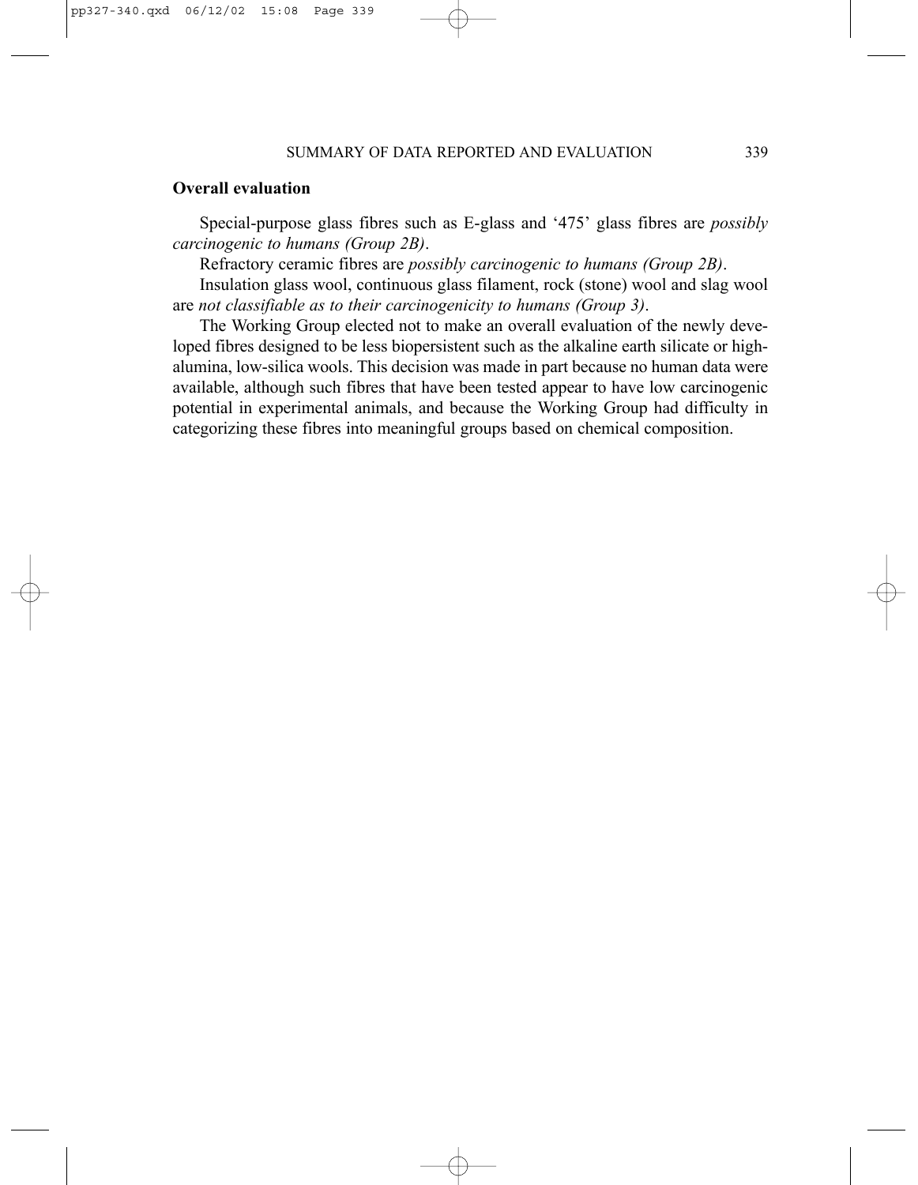## Overall evaluation

Special-purpose glass fibres such as E-glass and '475' glass fibres are *possibly carcinogenic to humans (Group 2B)*.

Refractory ceramic fibres are *possibly carcinogenic to humans (Group 2B)*.

Insulation glass wool, continuous glass filament, rock (stone) wool and slag wool are *not classifiable as to their carcinogenicity to humans (Group 3)*.

The Working Group elected not to make an overall evaluation of the newly developed fibres designed to be less biopersistent such as the alkaline earth silicate or high-alumina, low-silica wools. This decision was made in part because no human data were available, although such fibres that have been tested appear to have low carcinogenic potential in experimental animals, and because the Working Group had difficulty in categorizing these fibres into meaningful groups based on chemical composition.